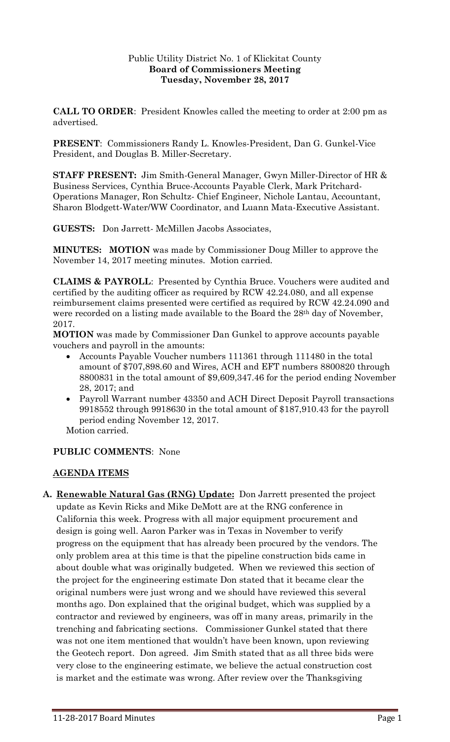Public Utility District No. 1 of Klickitat County
**Board of Commissioners Meeting**
**Tuesday, November 28, 2017**

**CALL TO ORDER**: President Knowles called the meeting to order at 2:00 pm as advertised.

**PRESENT**: Commissioners Randy L. Knowles-President, Dan G. Gunkel-Vice President, and Douglas B. Miller-Secretary.

**STAFF PRESENT:** Jim Smith-General Manager, Gwyn Miller-Director of HR & Business Services, Cynthia Bruce-Accounts Payable Clerk, Mark Pritchard-Operations Manager, Ron Schultz- Chief Engineer, Nichole Lantau, Accountant, Sharon Blodgett-Water/WW Coordinator, and Luann Mata-Executive Assistant.

**GUESTS:** Don Jarrett- McMillen Jacobs Associates,

**MINUTES: MOTION** was made by Commissioner Doug Miller to approve the November 14, 2017 meeting minutes. Motion carried.

**CLAIMS & PAYROLL**: Presented by Cynthia Bruce. Vouchers were audited and certified by the auditing officer as required by RCW 42.24.080, and all expense reimbursement claims presented were certified as required by RCW 42.24.090 and were recorded on a listing made available to the Board the 28th day of November, 2017.

**MOTION** was made by Commissioner Dan Gunkel to approve accounts payable vouchers and payroll in the amounts:

- Accounts Payable Voucher numbers 111361 through 111480 in the total amount of $707,898.60 and Wires, ACH and EFT numbers 8800820 through 8800831 in the total amount of $9,609,347.46 for the period ending November 28, 2017; and
- Payroll Warrant number 43350 and ACH Direct Deposit Payroll transactions 9918552 through 9918630 in the total amount of $187,910.43 for the payroll period ending November 12, 2017.

Motion carried.

**PUBLIC COMMENTS**: None

**AGENDA ITEMS**

**A. Renewable Natural Gas (RNG) Update:** Don Jarrett presented the project update as Kevin Ricks and Mike DeMott are at the RNG conference in California this week. Progress with all major equipment procurement and design is going well. Aaron Parker was in Texas in November to verify progress on the equipment that has already been procured by the vendors. The only problem area at this time is that the pipeline construction bids came in about double what was originally budgeted. When we reviewed this section of the project for the engineering estimate Don stated that it became clear the original numbers were just wrong and we should have reviewed this several months ago. Don explained that the original budget, which was supplied by a contractor and reviewed by engineers, was off in many areas, primarily in the trenching and fabricating sections. Commissioner Gunkel stated that there was not one item mentioned that wouldn't have been known, upon reviewing the Geotech report. Don agreed. Jim Smith stated that as all three bids were very close to the engineering estimate, we believe the actual construction cost is market and the estimate was wrong. After review over the Thanksgiving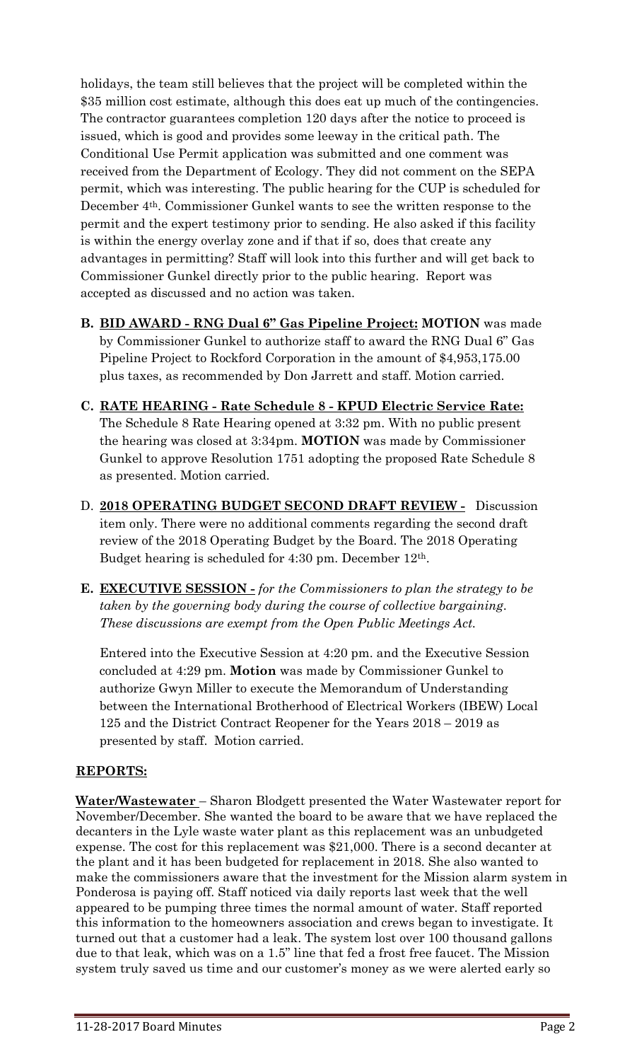holidays, the team still believes that the project will be completed within the \$35 million cost estimate, although this does eat up much of the contingencies. The contractor guarantees completion 120 days after the notice to proceed is issued, which is good and provides some leeway in the critical path. The Conditional Use Permit application was submitted and one comment was received from the Department of Ecology. They did not comment on the SEPA permit, which was interesting. The public hearing for the CUP is scheduled for December 4th. Commissioner Gunkel wants to see the written response to the permit and the expert testimony prior to sending. He also asked if this facility is within the energy overlay zone and if that if so, does that create any advantages in permitting? Staff will look into this further and will get back to Commissioner Gunkel directly prior to the public hearing. Report was accepted as discussed and no action was taken.

**B. BID AWARD - RNG Dual 6" Gas Pipeline Project: MOTION** was made by Commissioner Gunkel to authorize staff to award the RNG Dual 6" Gas Pipeline Project to Rockford Corporation in the amount of \$4,953,175.00 plus taxes, as recommended by Don Jarrett and staff. Motion carried.

**C. RATE HEARING - Rate Schedule 8 - KPUD Electric Service Rate:** The Schedule 8 Rate Hearing opened at 3:32 pm. With no public present the hearing was closed at 3:34pm. **MOTION** was made by Commissioner Gunkel to approve Resolution 1751 adopting the proposed Rate Schedule 8 as presented. Motion carried.

D. **2018 OPERATING BUDGET SECOND DRAFT REVIEW -** Discussion item only. There were no additional comments regarding the second draft review of the 2018 Operating Budget by the Board. The 2018 Operating Budget hearing is scheduled for 4:30 pm. December 12th.

**E. EXECUTIVE SESSION -** *for the Commissioners to plan the strategy to be taken by the governing body during the course of collective bargaining. These discussions are exempt from the Open Public Meetings Act.*

Entered into the Executive Session at 4:20 pm. and the Executive Session concluded at 4:29 pm. **Motion** was made by Commissioner Gunkel to authorize Gwyn Miller to execute the Memorandum of Understanding between the International Brotherhood of Electrical Workers (IBEW) Local 125 and the District Contract Reopener for the Years 2018 – 2019 as presented by staff. Motion carried.

## REPORTS:

**Water/Wastewater** – Sharon Blodgett presented the Water Wastewater report for November/December. She wanted the board to be aware that we have replaced the decanters in the Lyle waste water plant as this replacement was an unbudgeted expense. The cost for this replacement was \$21,000. There is a second decanter at the plant and it has been budgeted for replacement in 2018. She also wanted to make the commissioners aware that the investment for the Mission alarm system in Ponderosa is paying off. Staff noticed via daily reports last week that the well appeared to be pumping three times the normal amount of water. Staff reported this information to the homeowners association and crews began to investigate. It turned out that a customer had a leak. The system lost over 100 thousand gallons due to that leak, which was on a 1.5" line that fed a frost free faucet. The Mission system truly saved us time and our customer's money as we were alerted early so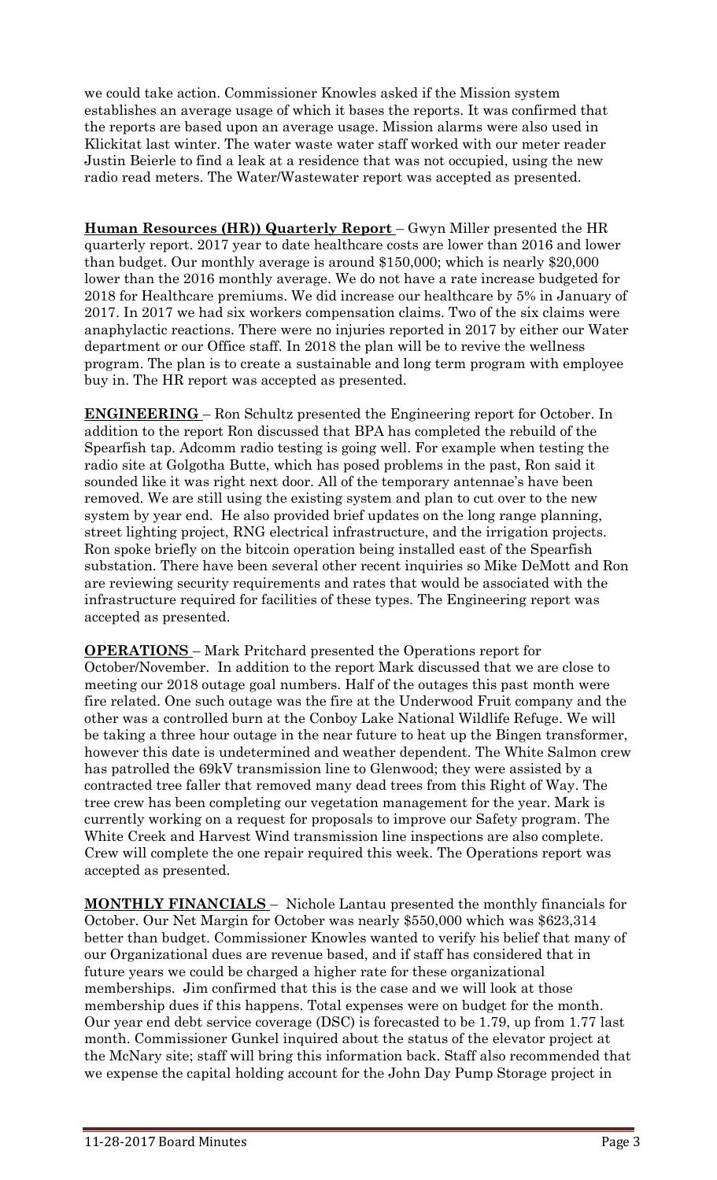we could take action. Commissioner Knowles asked if the Mission system establishes an average usage of which it bases the reports. It was confirmed that the reports are based upon an average usage. Mission alarms were also used in Klickitat last winter. The water waste water staff worked with our meter reader Justin Beierle to find a leak at a residence that was not occupied, using the new radio read meters. The Water/Wastewater report was accepted as presented.

**Human Resources (HR)) Quarterly Report** – Gwyn Miller presented the HR quarterly report. 2017 year to date healthcare costs are lower than 2016 and lower than budget. Our monthly average is around $150,000; which is nearly $20,000 lower than the 2016 monthly average. We do not have a rate increase budgeted for 2018 for Healthcare premiums. We did increase our healthcare by 5% in January of 2017. In 2017 we had six workers compensation claims. Two of the six claims were anaphylactic reactions. There were no injuries reported in 2017 by either our Water department or our Office staff. In 2018 the plan will be to revive the wellness program. The plan is to create a sustainable and long term program with employee buy in. The HR report was accepted as presented.

**ENGINEERING** – Ron Schultz presented the Engineering report for October. In addition to the report Ron discussed that BPA has completed the rebuild of the Spearfish tap. Adcomm radio testing is going well. For example when testing the radio site at Golgotha Butte, which has posed problems in the past, Ron said it sounded like it was right next door. All of the temporary antennae's have been removed. We are still using the existing system and plan to cut over to the new system by year end. He also provided brief updates on the long range planning, street lighting project, RNG electrical infrastructure, and the irrigation projects. Ron spoke briefly on the bitcoin operation being installed east of the Spearfish substation. There have been several other recent inquiries so Mike DeMott and Ron are reviewing security requirements and rates that would be associated with the infrastructure required for facilities of these types. The Engineering report was accepted as presented.

**OPERATIONS** – Mark Pritchard presented the Operations report for October/November. In addition to the report Mark discussed that we are close to meeting our 2018 outage goal numbers. Half of the outages this past month were fire related. One such outage was the fire at the Underwood Fruit company and the other was a controlled burn at the Conboy Lake National Wildlife Refuge. We will be taking a three hour outage in the near future to heat up the Bingen transformer, however this date is undetermined and weather dependent. The White Salmon crew has patrolled the 69kV transmission line to Glenwood; they were assisted by a contracted tree faller that removed many dead trees from this Right of Way. The tree crew has been completing our vegetation management for the year. Mark is currently working on a request for proposals to improve our Safety program. The White Creek and Harvest Wind transmission line inspections are also complete. Crew will complete the one repair required this week. The Operations report was accepted as presented.

**MONTHLY FINANCIALS** – Nichole Lantau presented the monthly financials for October. Our Net Margin for October was nearly $550,000 which was $623,314 better than budget. Commissioner Knowles wanted to verify his belief that many of our Organizational dues are revenue based, and if staff has considered that in future years we could be charged a higher rate for these organizational memberships. Jim confirmed that this is the case and we will look at those membership dues if this happens. Total expenses were on budget for the month. Our year end debt service coverage (DSC) is forecasted to be 1.79, up from 1.77 last month. Commissioner Gunkel inquired about the status of the elevator project at the McNary site; staff will bring this information back. Staff also recommended that we expense the capital holding account for the John Day Pump Storage project in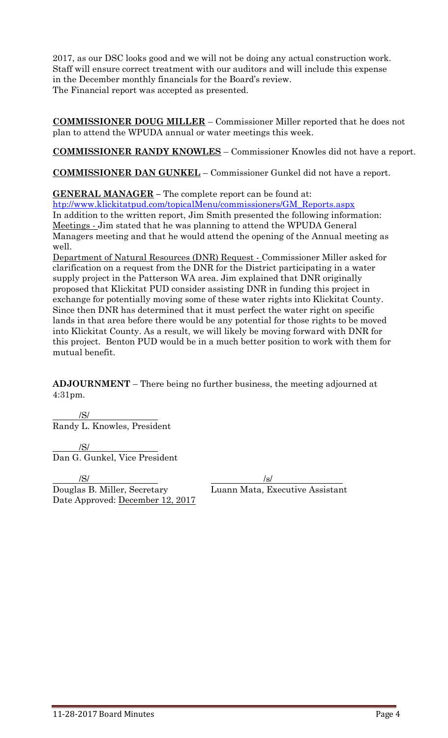2017, as our DSC looks good and we will not be doing any actual construction work. Staff will ensure correct treatment with our auditors and will include this expense in the December monthly financials for the Board's review.
The Financial report was accepted as presented.

**COMMISSIONER DOUG MILLER** – Commissioner Miller reported that he does not plan to attend the WPUDA annual or water meetings this week.

**COMMISSIONER RANDY KNOWLES** – Commissioner Knowles did not have a report.

**COMMISSIONER DAN GUNKEL** – Commissioner Gunkel did not have a report.

**GENERAL MANAGER** – The complete report can be found at:
[htp://www.klickitatpud.com/topicalMenu/commissioners/GM_Reports.aspx](htp://www.klickitatpud.com/topicalMenu/commissioners/GM_Reports.aspx)
In addition to the written report, Jim Smith presented the following information:
Meetings - Jim stated that he was planning to attend the WPUDA General Managers meeting and that he would attend the opening of the Annual meeting as well.
Department of Natural Resources (DNR) Request - Commissioner Miller asked for clarification on a request from the DNR for the District participating in a water supply project in the Patterson WA area. Jim explained that DNR originally proposed that Klickitat PUD consider assisting DNR in funding this project in exchange for potentially moving some of these water rights into Klickitat County. Since then DNR has determined that it must perfect the water right on specific lands in that area before there would be any potential for those rights to be moved into Klickitat County. As a result, we will likely be moving forward with DNR for this project. Benton PUD would be in a much better position to work with them for mutual benefit.

**ADJOURNMENT** – There being no further business, the meeting adjourned at 4:31pm.

/S/
Randy L. Knowles, President

/S/
Dan G. Gunkel, Vice President

/S/
Douglas B. Miller, Secretary
Date Approved: December 12, 2017

/s/
Luann Mata, Executive Assistant